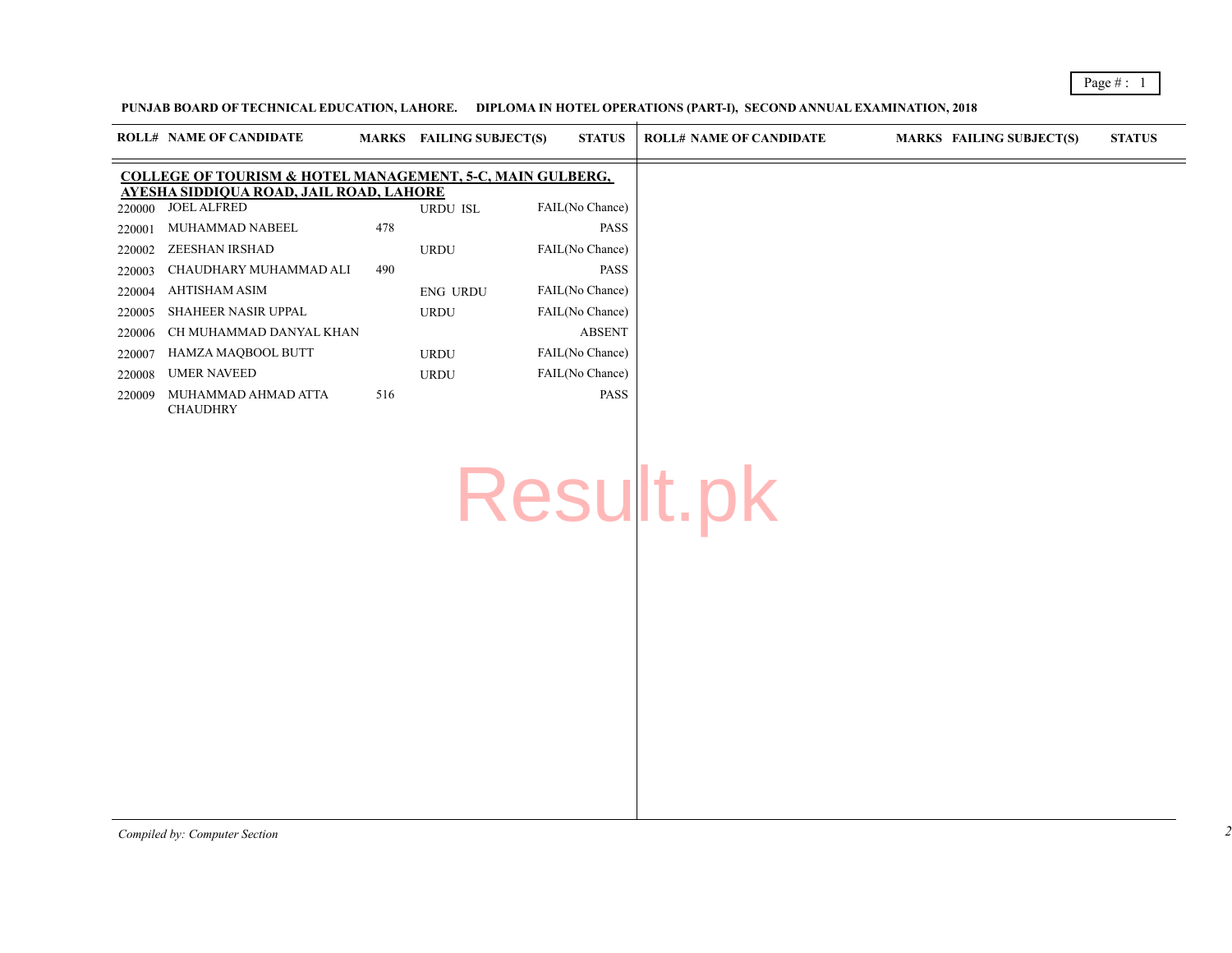**PUNJAB BOARD OF TECHNICAL EDUCATION, LAHORE. DIPLOMA IN HOTEL OPERATIONS (PART-I), SECOND ANNUAL EXAMINATION, 2018**

**COLLEGE OF TOURISM & HOTEL MANAGEMENT, 5-C, MAIN GULBERG, AYESHA SIDDIQUA ROAD, JAIL ROAD, LAHORE**

| ROLL# | NAME OF CANDIDATE | MARKS | FAILING SUBJECT(S) | STATUS |
|---|---|---|---|---|
| 220000 | JOEL ALFRED | | URDU ISL | FAIL(No Chance) |
| 220001 | MUHAMMAD NABEEL | 478 | | PASS |
| 220002 | ZEESHAN IRSHAD | | URDU | FAIL(No Chance) |
| 220003 | CHAUDHARY MUHAMMAD ALI | 490 | | PASS |
| 220004 | AHTISHAM ASIM | | ENG URDU | FAIL(No Chance) |
| 220005 | SHAHEER NASIR UPPAL | | URDU | FAIL(No Chance) |
| 220006 | CH MUHAMMAD DANYAL KHAN | | | ABSENT |
| 220007 | HAMZA MAQBOOL BUTT | | URDU | FAIL(No Chance) |
| 220008 | UMER NAVEED | | URDU | FAIL(No Chance) |
| 220009 | MUHAMMAD AHMAD ATTA CHAUDHRY | 516 | | PASS |

*Compiled by: Computer Section*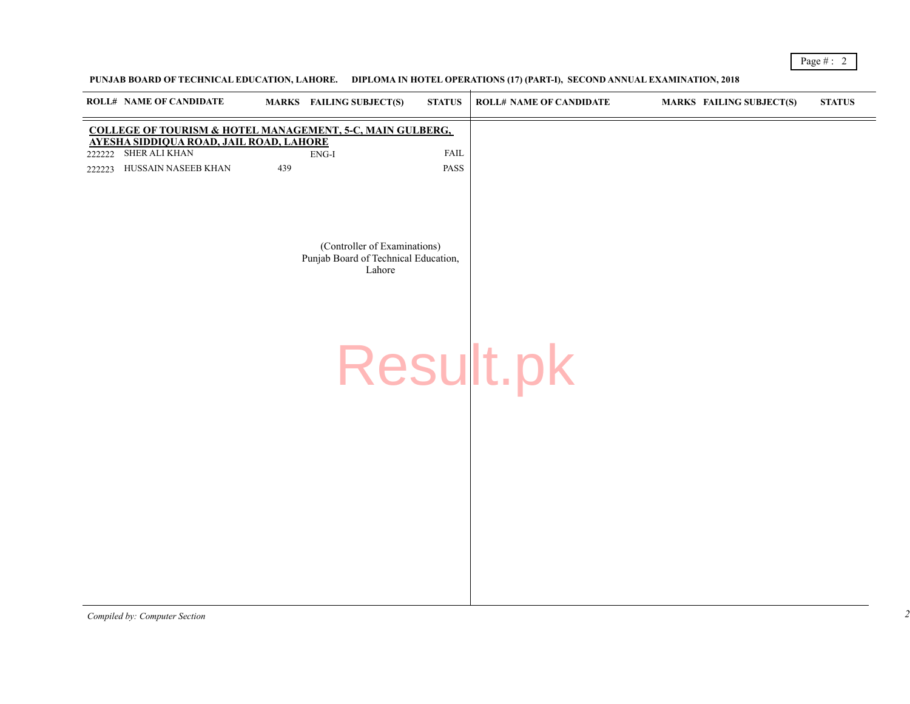**PUNJAB BOARD OF TECHNICAL EDUCATION, LAHORE. DIPLOMA IN HOTEL OPERATIONS (17) (PART-I), SECOND ANNUAL EXAMINATION, 2018**

| ROLL# | NAME OF CANDIDATE | MARKS | FAILING SUBJECT(S) | STATUS |
|---|---|---|---|---|
| **COLLEGE OF TOURISM & HOTEL MANAGEMENT, 5-C, MAIN GULBERG, AYESHA SIDDIQUA ROAD, JAIL ROAD, LAHORE** | | | | |
| 222222 | SHER ALI KHAN | | ENG-I | FAIL |
| 222223 | HUSSAIN NASEEB KHAN | 439 | | PASS |

(Controller of Examinations)
Punjab Board of Technical Education,
Lahore

Result.pk

*Compiled by: Computer Section*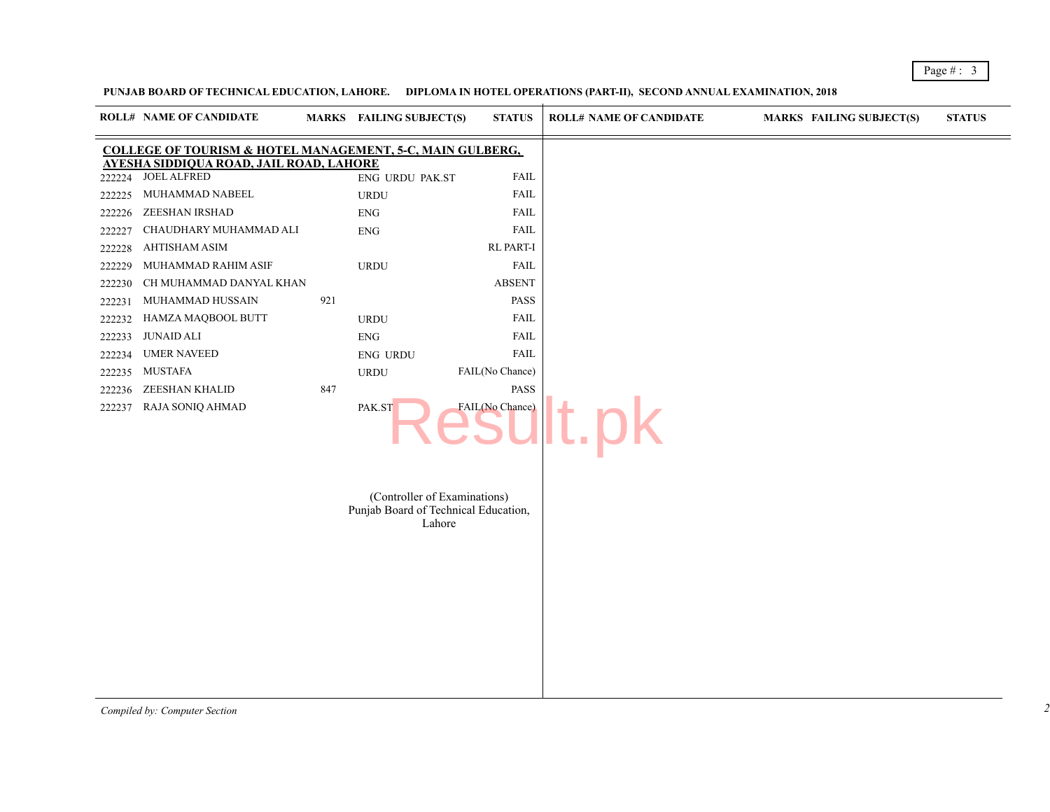**PUNJAB BOARD OF TECHNICAL EDUCATION, LAHORE. DIPLOMA IN HOTEL OPERATIONS (PART-II), SECOND ANNUAL EXAMINATION, 2018**

**COLLEGE OF TOURISM & HOTEL MANAGEMENT, 5-C, MAIN GULBERG, AYESHA SIDDIQUA ROAD, JAIL ROAD, LAHORE**

| ROLL# | NAME OF CANDIDATE | MARKS | FAILING SUBJECT(S) | STATUS |
|---|---|---|---|---|
| 222224 | JOEL ALFRED | | ENG URDU PAK.ST | FAIL |
| 222225 | MUHAMMAD NABEEL | | URDU | FAIL |
| 222226 | ZEESHAN IRSHAD | | ENG | FAIL |
| 222227 | CHAUDHARY MUHAMMAD ALI | | ENG | FAIL |
| 222228 | AHTISHAM ASIM | | | RL PART-I |
| 222229 | MUHAMMAD RAHIM ASIF | | URDU | FAIL |
| 222230 | CH MUHAMMAD DANYAL KHAN | | | ABSENT |
| 222231 | MUHAMMAD HUSSAIN | 921 | | PASS |
| 222232 | HAMZA MAQBOOL BUTT | | URDU | FAIL |
| 222233 | JUNAID ALI | | ENG | FAIL |
| 222234 | UMER NAVEED | | ENG URDU | FAIL |
| 222235 | MUSTAFA | | URDU | FAIL(No Chance) |
| 222236 | ZEESHAN KHALID | 847 | | PASS |
| 222237 | RAJA SONIQ AHMAD | | PAK.ST | FAIL(No Chance) |

(Controller of Examinations)
Punjab Board of Technical Education,
Lahore

*Compiled by: Computer Section*